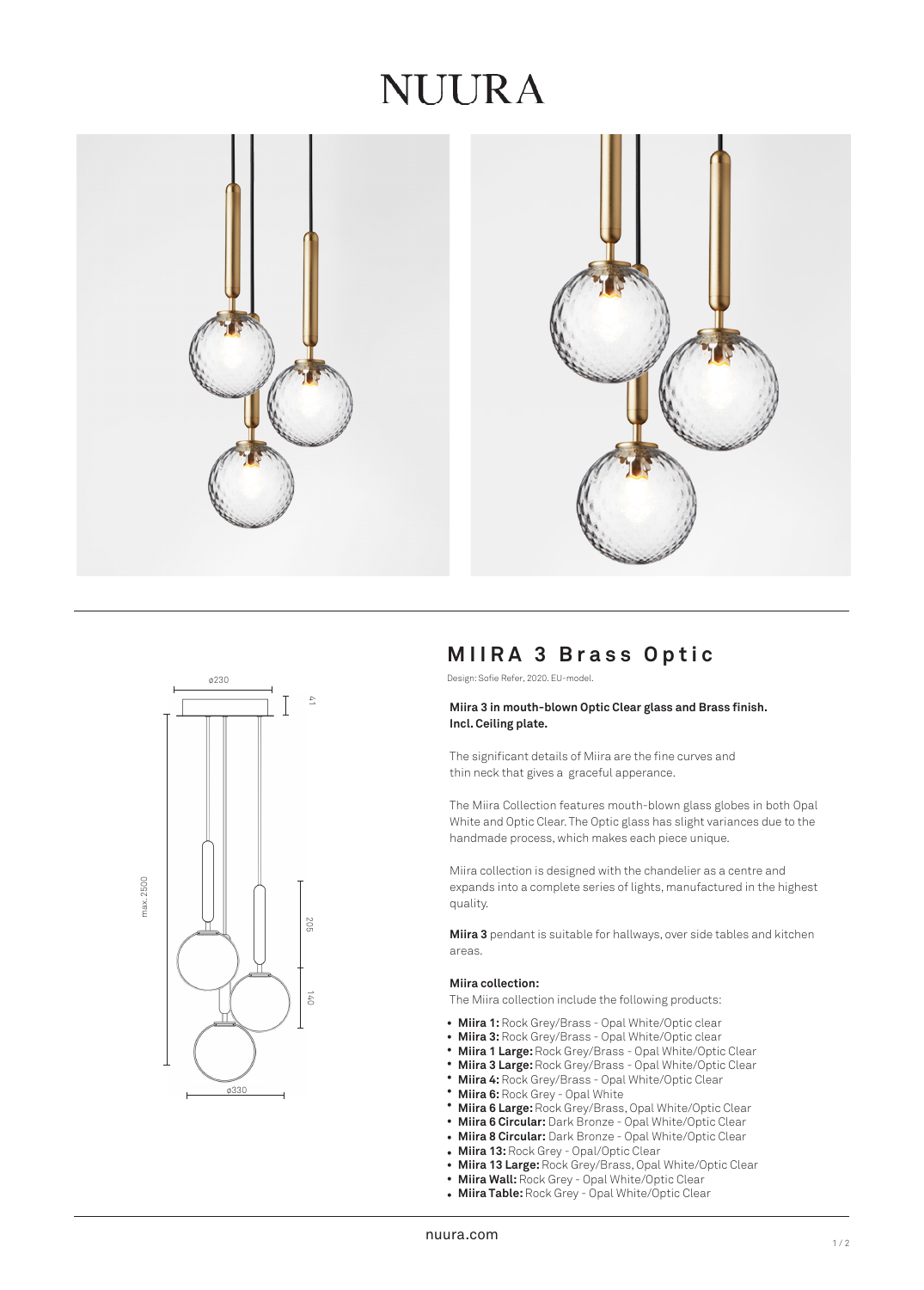# NUURA

## MIIRA 3 Brass Optic

Design: Sofie Refer, 2020. EU-model.

**Miira 3 in mouth-blown Optic Clear glass and Brass finish. Incl. Ceiling plate.**

The significant details of Miira are the fine curves and thin neck that gives a graceful apperance.

The Miira Collection features mouth-blown glass globes in both Opal White and Optic Clear. The Optic glass has slight variances due to the handmade process, which makes each piece unique.

Miira collection is designed with the chandelier as a centre and expands into a complete series of lights, manufactured in the highest quality.

**Miira 3** pendant is suitable for hallways, over side tables and kitchen areas.

**Miira collection:**

The Miira collection include the following products:

- **Miira 1:** Rock Grey/Brass - Opal White/Optic clear
- **Miira 3:** Rock Grey/Brass - Opal White/Optic clear
- **Miira 1 Large:** Rock Grey/Brass - Opal White/Optic Clear
- **Miira 3 Large:** Rock Grey/Brass - Opal White/Optic Clear
- **Miira 4:** Rock Grey/Brass - Opal White/Optic Clear
- **Miira 6:** Rock Grey - Opal White
- **Miira 6 Large:** Rock Grey/Brass, Opal White/Optic Clear
- **Miira 6 Circular:** Dark Bronze - Opal White/Optic Clear
- **Miira 8 Circular:** Dark Bronze - Opal White/Optic Clear
- **Miira 13:** Rock Grey - Opal/Optic Clear
- **Miira 13 Large:** Rock Grey/Brass, Opal White/Optic Clear
- **Miira Wall:** Rock Grey - Opal White/Optic Clear
- **Miira Table:** Rock Grey - Opal White/Optic Clear

nuura.com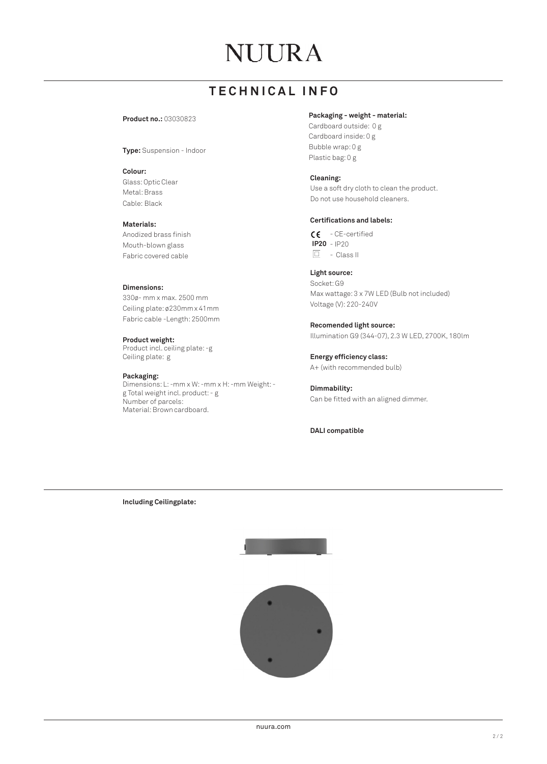# NUURA

## TECHNICAL INFO

**Product no.:** 03030823

**Type:** Suspension - Indoor

**Colour:**
Glass: Optic Clear
Metal: Brass
Cable: Black

**Materials:**
Anodized brass finish
Mouth-blown glass
Fabric covered cable

**Dimensions:**
330ø- mm x max. 2500 mm
Ceiling plate: ø230mm x 41mm
Fabric cable -Length: 2500mm

**Product weight:**
Product incl. ceiling plate: -g
Ceiling plate: g

**Packaging:**
Dimensions: L: -mm x W: -mm x H: -mm Weight: -g Total weight incl. product: - g
Number of parcels:
Material: Brown cardboard.

**Packaging - weight - material:**
Cardboard outside: 0 g
Cardboard inside: 0 g
Bubble wrap: 0 g
Plastic bag: 0 g

**Cleaning:**
Use a soft dry cloth to clean the product.
Do not use household cleaners.

**Certifications and labels:**
CE - CE-certified
**IP20** - IP20
- Class II

**Light source:**
Socket: G9
Max wattage: 3 x 7W LED (Bulb not included)
Voltage (V): 220-240V

**Recomended light source:**
Illumination G9 (344-07), 2.3 W LED, 2700K, 180lm

**Energy efficiency class:**
A+ (with recommended bulb)

**Dimmability:**
Can be fitted with an aligned dimmer.

**DALI compatible**

**Including Ceilingplate:**

nuura.com